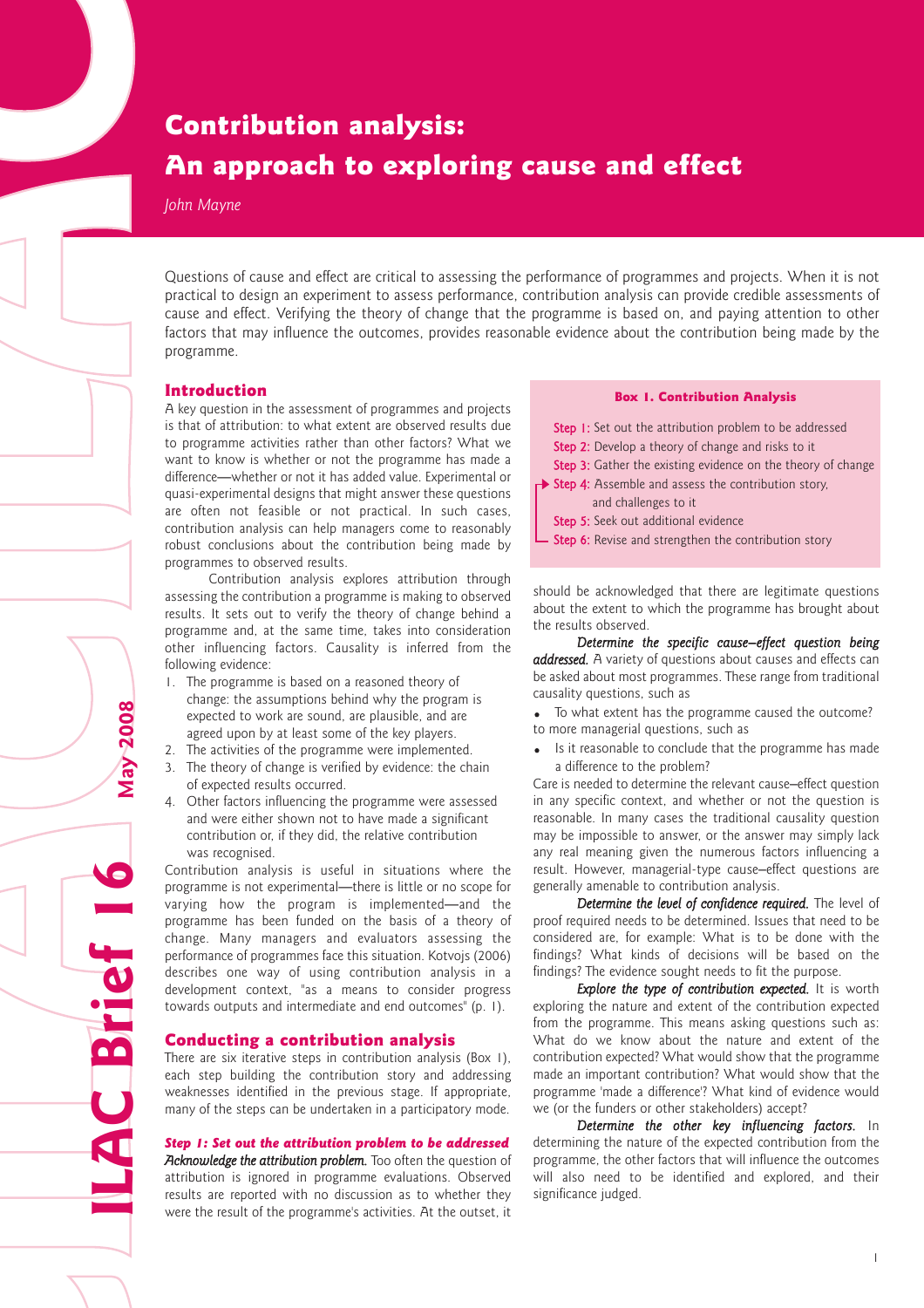# Contribution analysis: An approach to exploring cause and effect

*John Mayne*

Questions of cause and effect are critical to assessing the performance of programmes and projects. When it is not practical to design an experiment to assess performance, contribution analysis can provide credible assessments of cause and effect. Verifying the theory of change that the programme is based on, and paying attention to other factors that may influence the outcomes, provides reasonable evidence about the contribution being made by the programme.

## Introduction

A key question in the assessment of programmes and projects is that of attribution: to what extent are observed results due to programme activities rather than other factors? What we want to know is whether or not the programme has made a difference—whether or not it has added value. Experimental or quasi-experimental designs that might answer these questions are often not feasible or not practical. In such cases, contribution analysis can help managers come to reasonably robust conclusions about the contribution being made by programmes to observed results.

Contribution analysis explores attribution through assessing the contribution a programme is making to observed results. It sets out to verify the theory of change behind a programme and, at the same time, takes into consideration other influencing factors. Causality is inferred from the following evidence:

1. The programme is based on a reasoned theory of change: the assumptions behind why the program is expected to work are sound, are plausible, and are agreed upon by at least some of the key players.
2. The activities of the programme were implemented.
3. The theory of change is verified by evidence: the chain of expected results occurred.
4. Other factors influencing the programme were assessed and were either shown not to have made a significant contribution or, if they did, the relative contribution was recognised.

Contribution analysis is useful in situations where the programme is not experimental—there is little or no scope for varying how the program is implemented—and the programme has been funded on the basis of a theory of change. Many managers and evaluators assessing the performance of programmes face this situation. Kotvojs (2006) describes one way of using contribution analysis in a development context, "as a means to consider progress towards outputs and intermediate and end outcomes" (p. 1).

## Conducting a contribution analysis

There are six iterative steps in contribution analysis (Box 1), each step building the contribution story and addressing weaknesses identified in the previous stage. If appropriate, many of the steps can be undertaken in a participatory mode.

**Box 1. Contribution Analysis**

- Step 1: Set out the attribution problem to be addressed
- Step 2: Develop a theory of change and risks to it
- Step 3: Gather the existing evidence on the theory of change
- Step 4: Assemble and assess the contribution story, and challenges to it
- Step 5: Seek out additional evidence
- Step 6: Revise and strengthen the contribution story

### *Step 1: Set out the attribution problem to be addressed*

*Acknowledge the attribution problem.* Too often the question of attribution is ignored in programme evaluations. Observed results are reported with no discussion as to whether they were the result of the programme's activities. At the outset, it should be acknowledged that there are legitimate questions about the extent to which the programme has brought about the results observed.

*Determine the specific cause–effect question being addressed.* A variety of questions about causes and effects can be asked about most programmes. These range from traditional causality questions, such as

- To what extent has the programme caused the outcome?

to more managerial questions, such as

- Is it reasonable to conclude that the programme has made a difference to the problem?

Care is needed to determine the relevant cause–effect question in any specific context, and whether or not the question is reasonable. In many cases the traditional causality question may be impossible to answer, or the answer may simply lack any real meaning given the numerous factors influencing a result. However, managerial-type cause–effect questions are generally amenable to contribution analysis.

*Determine the level of confidence required.* The level of proof required needs to be determined. Issues that need to be considered are, for example: What is to be done with the findings? What kinds of decisions will be based on the findings? The evidence sought needs to fit the purpose.

*Explore the type of contribution expected.* It is worth exploring the nature and extent of the contribution expected from the programme. This means asking questions such as: What do we know about the nature and extent of the contribution expected? What would show that the programme made an important contribution? What would show that the programme 'made a difference'? What kind of evidence would we (or the funders or other stakeholders) accept?

*Determine the other key influencing factors.* In determining the nature of the expected contribution from the programme, the other factors that will influence the outcomes will also need to be identified and explored, and their significance judged.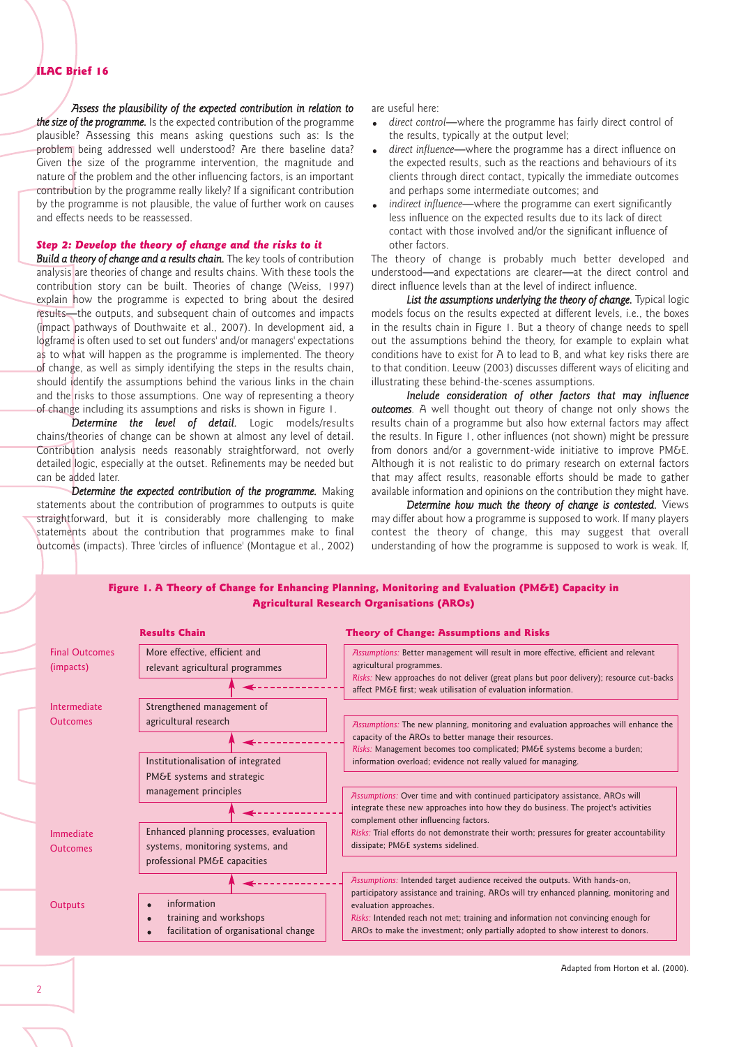*Assess the plausibility of the expected contribution in relation to the size of the programme.* Is the expected contribution of the programme plausible? Assessing this means asking questions such as: Is the problem being addressed well understood? Are there baseline data? Given the size of the programme intervention, the magnitude and nature of the problem and the other influencing factors, is an important contribution by the programme really likely? If a significant contribution by the programme is not plausible, the value of further work on causes and effects needs to be reassessed.

### Step 2: Develop the theory of change and the risks to it

*Build a theory of change and a results chain.* The key tools of contribution analysis are theories of change and results chains. With these tools the contribution story can be built. Theories of change (Weiss, 1997) explain how the programme is expected to bring about the desired results—the outputs, and subsequent chain of outcomes and impacts (impact pathways of Douthwaite et al., 2007). In development aid, a logframe is often used to set out funders' and/or managers' expectations as to what will happen as the programme is implemented. The theory of change, as well as simply identifying the steps in the results chain, should identify the assumptions behind the various links in the chain and the risks to those assumptions. One way of representing a theory of change including its assumptions and risks is shown in Figure 1.

*Determine the level of detail.* Logic models/results chains/theories of change can be shown at almost any level of detail. Contribution analysis needs reasonably straightforward, not overly detailed logic, especially at the outset. Refinements may be needed but can be added later.

*Determine the expected contribution of the programme.* Making statements about the contribution of programmes to outputs is quite straightforward, but it is considerably more challenging to make statements about the contribution that programmes make to final outcomes (impacts). Three 'circles of influence' (Montague et al., 2002) are useful here:

- *direct control*—where the programme has fairly direct control of the results, typically at the output level;
- *direct influence*—where the programme has a direct influence on the expected results, such as the reactions and behaviours of its clients through direct contact, typically the immediate outcomes and perhaps some intermediate outcomes; and
- *indirect influence*—where the programme can exert significantly less influence on the expected results due to its lack of direct contact with those involved and/or the significant influence of other factors.

The theory of change is probably much better developed and understood—and expectations are clearer—at the direct control and direct influence levels than at the level of indirect influence.

*List the assumptions underlying the theory of change.* Typical logic models focus on the results expected at different levels, i.e., the boxes in the results chain in Figure 1. But a theory of change needs to spell out the assumptions behind the theory, for example to explain what conditions have to exist for A to lead to B, and what key risks there are to that condition. Leeuw (2003) discusses different ways of eliciting and illustrating these behind-the-scenes assumptions.

*Include consideration of other factors that may influence outcomes.* A well thought out theory of change not only shows the results chain of a programme but also how external factors may affect the results. In Figure 1, other influences (not shown) might be pressure from donors and/or a government-wide initiative to improve PM&E. Although it is not realistic to do primary research on external factors that may affect results, reasonable efforts should be made to gather available information and opinions on the contribution they might have.

*Determine how much the theory of change is contested.* Views may differ about how a programme is supposed to work. If many players contest the theory of change, this may suggest that overall understanding of how the programme is supposed to work is weak. If,

**Figure 1. A Theory of Change for Enhancing Planning, Monitoring and Evaluation (PM&E) Capacity in Agricultural Research Organisations (AROs)**

| Level | Results Chain | Theory of Change: Assumptions and Risks |
|---|---|---|
| Final Outcomes (impacts) | More effective, efficient and relevant agricultural programmes | *Assumptions:* Better management will result in more effective, efficient and relevant agricultural programmes. *Risks:* New approaches do not deliver (great plans but poor delivery); resource cut-backs affect PM&E first; weak utilisation of evaluation information. |
| Intermediate Outcomes | Strengthened management of agricultural research | *Assumptions:* The new planning, monitoring and evaluation approaches will enhance the capacity of the AROs to better manage their resources. *Risks:* Management becomes too complicated; PM&E systems become a burden; information overload; evidence not really valued for managing. |
| | Institutionalisation of integrated PM&E systems and strategic management principles | *Assumptions:* Over time and with continued participatory assistance, AROs will integrate these new approaches into how they do business. The project's activities complement other influencing factors. *Risks:* Trial efforts do not demonstrate their worth; pressures for greater accountability dissipate; PM&E systems sidelined. |
| Immediate Outcomes | Enhanced planning processes, evaluation systems, monitoring systems, and professional PM&E capacities | *Assumptions:* Intended target audience received the outputs. With hands-on, participatory assistance and training, AROs will try enhanced planning, monitoring and evaluation approaches. *Risks:* Intended reach not met; training and information not convincing enough for AROs to make the investment; only partially adopted to show interest to donors. |
| Outputs | • information<br>• training and workshops<br>• facilitation of organisational change | |

Adapted from Horton et al. (2000).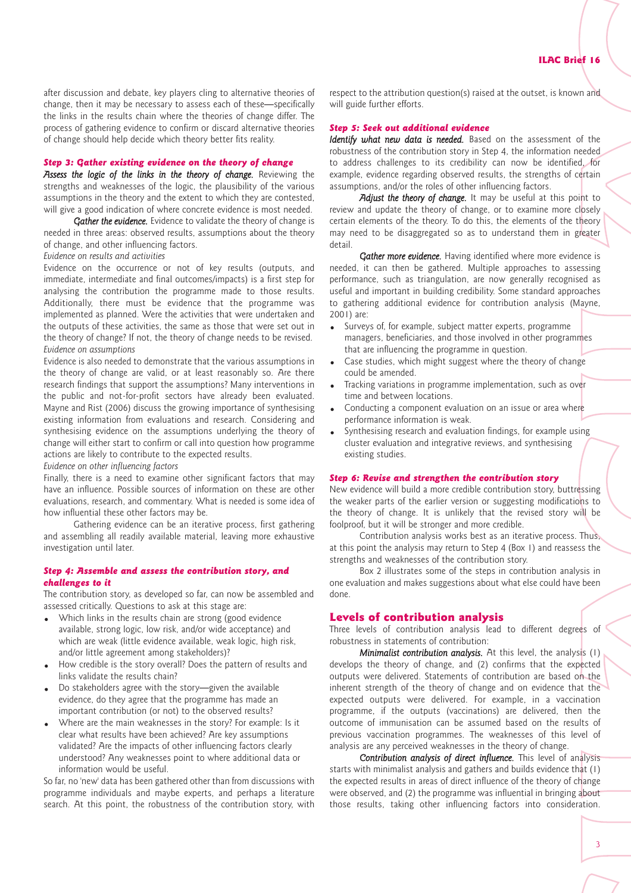after discussion and debate, key players cling to alternative theories of change, then it may be necessary to assess each of these—specifically the links in the results chain where the theories of change differ. The process of gathering evidence to confirm or discard alternative theories of change should help decide which theory better fits reality.

### *Step 3: Gather existing evidence on the theory of change*

***Assess the logic of the links in the theory of change.*** Reviewing the strengths and weaknesses of the logic, the plausibility of the various assumptions in the theory and the extent to which they are contested, will give a good indication of where concrete evidence is most needed.

***Gather the evidence.*** Evidence to validate the theory of change is needed in three areas: observed results, assumptions about the theory of change, and other influencing factors.

*Evidence on results and activities*

Evidence on the occurrence or not of key results (outputs, and immediate, intermediate and final outcomes/impacts) is a first step for analysing the contribution the programme made to those results. Additionally, there must be evidence that the programme was implemented as planned. Were the activities that were undertaken and the outputs of these activities, the same as those that were set out in the theory of change? If not, the theory of change needs to be revised.

*Evidence on assumptions*

Evidence is also needed to demonstrate that the various assumptions in the theory of change are valid, or at least reasonably so. Are there research findings that support the assumptions? Many interventions in the public and not-for-profit sectors have already been evaluated. Mayne and Rist (2006) discuss the growing importance of synthesising existing information from evaluations and research. Considering and synthesising evidence on the assumptions underlying the theory of change will either start to confirm or call into question how programme actions are likely to contribute to the expected results.

*Evidence on other influencing factors*

Finally, there is a need to examine other significant factors that may have an influence. Possible sources of information on these are other evaluations, research, and commentary. What is needed is some idea of how influential these other factors may be.

Gathering evidence can be an iterative process, first gathering and assembling all readily available material, leaving more exhaustive investigation until later.

### *Step 4: Assemble and assess the contribution story, and challenges to it*

The contribution story, as developed so far, can now be assembled and assessed critically. Questions to ask at this stage are:

- Which links in the results chain are strong (good evidence available, strong logic, low risk, and/or wide acceptance) and which are weak (little evidence available, weak logic, high risk, and/or little agreement among stakeholders)?
- How credible is the story overall? Does the pattern of results and links validate the results chain?
- Do stakeholders agree with the story—given the available evidence, do they agree that the programme has made an important contribution (or not) to the observed results?
- Where are the main weaknesses in the story? For example: Is it clear what results have been achieved? Are key assumptions validated? Are the impacts of other influencing factors clearly understood? Any weaknesses point to where additional data or information would be useful.

So far, no 'new' data has been gathered other than from discussions with programme individuals and maybe experts, and perhaps a literature search. At this point, the robustness of the contribution story, with respect to the attribution question(s) raised at the outset, is known and will guide further efforts.

### *Step 5: Seek out additional evidence*

***Identify what new data is needed.*** Based on the assessment of the robustness of the contribution story in Step 4, the information needed to address challenges to its credibility can now be identified, for example, evidence regarding observed results, the strengths of certain assumptions, and/or the roles of other influencing factors.

***Adjust the theory of change.*** It may be useful at this point to review and update the theory of change, or to examine more closely certain elements of the theory. To do this, the elements of the theory may need to be disaggregated so as to understand them in greater detail.

***Gather more evidence.*** Having identified where more evidence is needed, it can then be gathered. Multiple approaches to assessing performance, such as triangulation, are now generally recognised as useful and important in building credibility. Some standard approaches to gathering additional evidence for contribution analysis (Mayne, 2001) are:

- Surveys of, for example, subject matter experts, programme managers, beneficiaries, and those involved in other programmes that are influencing the programme in question.
- Case studies, which might suggest where the theory of change could be amended.
- Tracking variations in programme implementation, such as over time and between locations.
- Conducting a component evaluation on an issue or area where performance information is weak.
- Synthesising research and evaluation findings, for example using cluster evaluation and integrative reviews, and synthesising existing studies.

### *Step 6: Revise and strengthen the contribution story*

New evidence will build a more credible contribution story, buttressing the weaker parts of the earlier version or suggesting modifications to the theory of change. It is unlikely that the revised story will be foolproof, but it will be stronger and more credible.

Contribution analysis works best as an iterative process. Thus, at this point the analysis may return to Step 4 (Box 1) and reassess the strengths and weaknesses of the contribution story.

Box 2 illustrates some of the steps in contribution analysis in one evaluation and makes suggestions about what else could have been done.

## Levels of contribution analysis

Three levels of contribution analysis lead to different degrees of robustness in statements of contribution:

***Minimalist contribution analysis.*** At this level, the analysis (1) develops the theory of change, and (2) confirms that the expected outputs were delivered. Statements of contribution are based on the inherent strength of the theory of change and on evidence that the expected outputs were delivered. For example, in a vaccination programme, if the outputs (vaccinations) are delivered, then the outcome of immunisation can be assumed based on the results of previous vaccination programmes. The weaknesses of this level of analysis are any perceived weaknesses in the theory of change.

***Contribution analysis of direct influence.*** This level of analysis starts with minimalist analysis and gathers and builds evidence that (1) the expected results in areas of direct influence of the theory of change were observed, and (2) the programme was influential in bringing about those results, taking other influencing factors into consideration.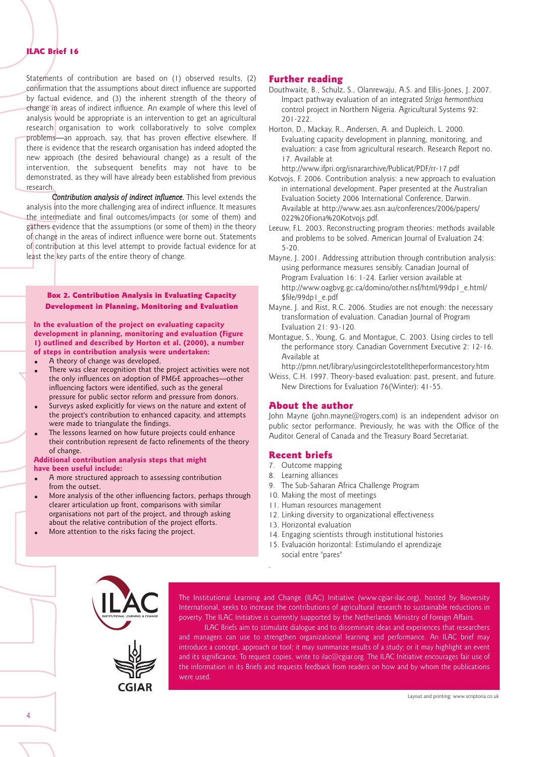Statements of contribution are based on (1) observed results, (2) confirmation that the assumptions about direct influence are supported by factual evidence, and (3) the inherent strength of the theory of change in areas of indirect influence. An example of where this level of analysis would be appropriate is an intervention to get an agricultural research organisation to work collaboratively to solve complex problems—an approach, say, that has proven effective elsewhere. If there is evidence that the research organisation has indeed adopted the new approach (the desired behavioural change) as a result of the intervention, the subsequent benefits may not have to be demonstrated, as they will have already been established from previous research.

*Contribution analysis of indirect influence.* This level extends the analysis into the more challenging area of indirect influence. It measures the intermediate and final outcomes/impacts (or some of them) and gathers evidence that the assumptions (or some of them) in the theory of change in the areas of indirect influence were borne out. Statements of contribution at this level attempt to provide factual evidence for at least the key parts of the entire theory of change.

**Box 2. Contribution Analysis in Evaluating Capacity Development in Planning, Monitoring and Evaluation**

**In the evaluation of the project on evaluating capacity development in planning, monitoring and evaluation (Figure 1) outlined and described by Horton et al. (2000), a number of steps in contribution analysis were undertaken:**

- A theory of change was developed.
- There was clear recognition that the project activities were not the only influences on adoption of PM&E approaches—other influencing factors were identified, such as the general pressure for public sector reform and pressure from donors.
- Surveys asked explicitly for views on the nature and extent of the project's contribution to enhanced capacity, and attempts were made to triangulate the findings.
- The lessons learned on how future projects could enhance their contribution represent de facto refinements of the theory of change.

**Additional contribution analysis steps that might have been useful include:**

- A more structured approach to assessing contribution from the outset.
- More analysis of the other influencing factors, perhaps through clearer articulation up front, comparisons with similar organisations not part of the project, and through asking about the relative contribution of the project efforts.
- More attention to the risks facing the project.

## Further reading

Douthwaite, B., Schulz, S., Olanrewaju, A.S. and Ellis-Jones, J. 2007. Impact pathway evaluation of an integrated *Striga hermonthica* control project in Northern Nigeria. Agricultural Systems 92: 201-222.

Horton, D., Mackay, R., Andersen, A. and Dupleich, L. 2000. Evaluating capacity development in planning, monitoring, and evaluation: a case from agricultural research. Research Report no. 17. Available at http://www.ifpri.org/isnararchive/Publicat/PDF/rr-17.pdf

Kotvojs, F. 2006. Contribution analysis: a new approach to evaluation in international development. Paper presented at the Australian Evaluation Society 2006 International Conference, Darwin. Available at http://www.aes.asn.au/conferences/2006/papers/022%20Fiona%20Kotvojs.pdf.

Leeuw, F.L. 2003. Reconstructing program theories: methods available and problems to be solved. American Journal of Evaluation 24: 5-20.

Mayne, J. 2001. Addressing attribution through contribution analysis: using performance measures sensibly. Canadian Journal of Program Evaluation 16: 1-24. Earlier version available at http://www.oagbvg.gc.ca/domino/other.nsf/html/99dp1_e.html/$file/99dp1_e.pdf

Mayne, J. and Rist, R.C. 2006. Studies are not enough: the necessary transformation of evaluation. Canadian Journal of Program Evaluation 21: 93-120.

Montague, S., Young, G. and Montague, C. 2003. Using circles to tell the performance story. Canadian Government Executive 2: 12-16. Available at http://pmn.net/library/usingcirclestotelltheperformancestory.htm

Weiss, C.H. 1997. Theory-based evaluation: past, present, and future. New Directions for Evaluation 76(Winter): 41-55.

## About the author

John Mayne (john.mayne@rogers.com) is an independent advisor on public sector performance. Previously, he was with the Office of the Auditor General of Canada and the Treasury Board Secretariat.

## Recent briefs

7. Outcome mapping
8. Learning alliances
9. The Sub-Saharan Africa Challenge Program
10. Making the most of meetings
11. Human resources management
12. Linking diversity to organizational effectiveness
13. Horizontal evaluation
14. Engaging scientists through institutional histories
15. Evaluación horizontal: Estimulando el aprendizaje social entre "pares"

ILAC INSTITUTIONAL LEARNING & CHANGE

CGIAR

The Institutional Learning and Change (ILAC) Initiative (www.cgiar-ilac.org), hosted by Bioversity International, seeks to increase the contributions of agricultural research to sustainable reductions in poverty. The ILAC Initiative is currently supported by the Netherlands Ministry of Foreign Affairs.

ILAC Briefs aim to stimulate dialogue and to disseminate ideas and experiences that researchers and managers can use to strengthen organizational learning and performance. An ILAC brief may introduce a concept, approach or tool; it may summarize results of a study; or it may highlight an event and its significance. To request copies, write to ilac@cgiar.org. The ILAC Initiative encourages fair use of the information in its Briefs and requests feedback from readers on how and by whom the publications were used.

Layout and printing: www.scriptoria.co.uk